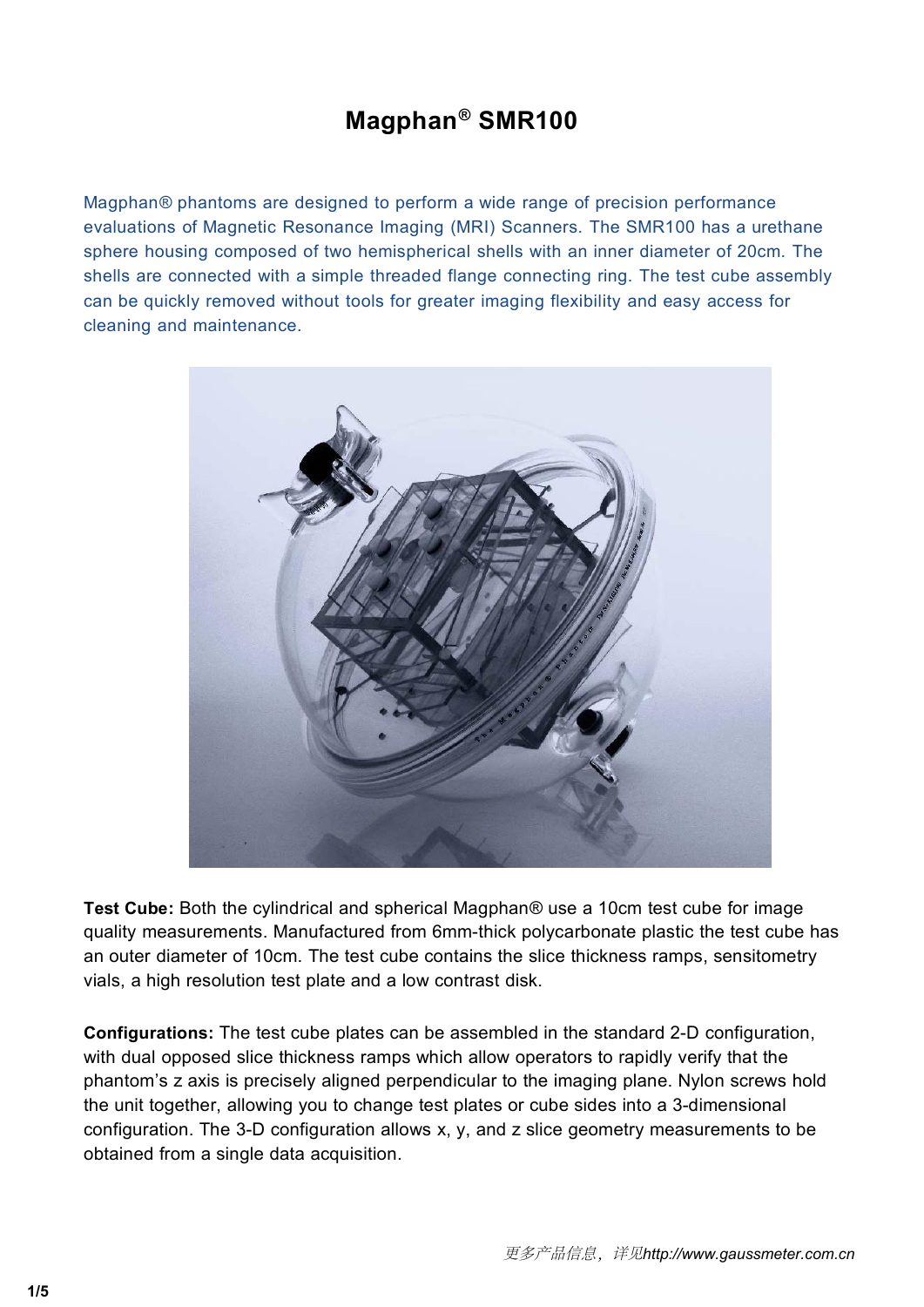# Magphan® SMR100

Magphan® phantoms are designed to perform a wide range of precision performance evaluations of Magnetic Resonance Imaging (MRI) Scanners. The SMR100 has a urethane sphere housing composed of two hemispherical shells with an inner diameter of 20cm. The shells are connected with a simple threaded flange connecting ring. The test cube assembly can be quickly removed without tools for greater imaging flexibility and easy access for cleaning and maintenance.

**Test Cube:** Both the cylindrical and spherical Magphan® use a 10cm test cube for image quality measurements. Manufactured from 6mm-thick polycarbonate plastic the test cube has an outer diameter of 10cm. The test cube contains the slice thickness ramps, sensitometry vials, a high resolution test plate and a low contrast disk.

**Configurations:** The test cube plates can be assembled in the standard 2-D configuration, with dual opposed slice thickness ramps which allow operators to rapidly verify that the phantom's z axis is precisely aligned perpendicular to the imaging plane. Nylon screws hold the unit together, allowing you to change test plates or cube sides into a 3-dimensional configuration. The 3-D configuration allows x, y, and z slice geometry measurements to be obtained from a single data acquisition.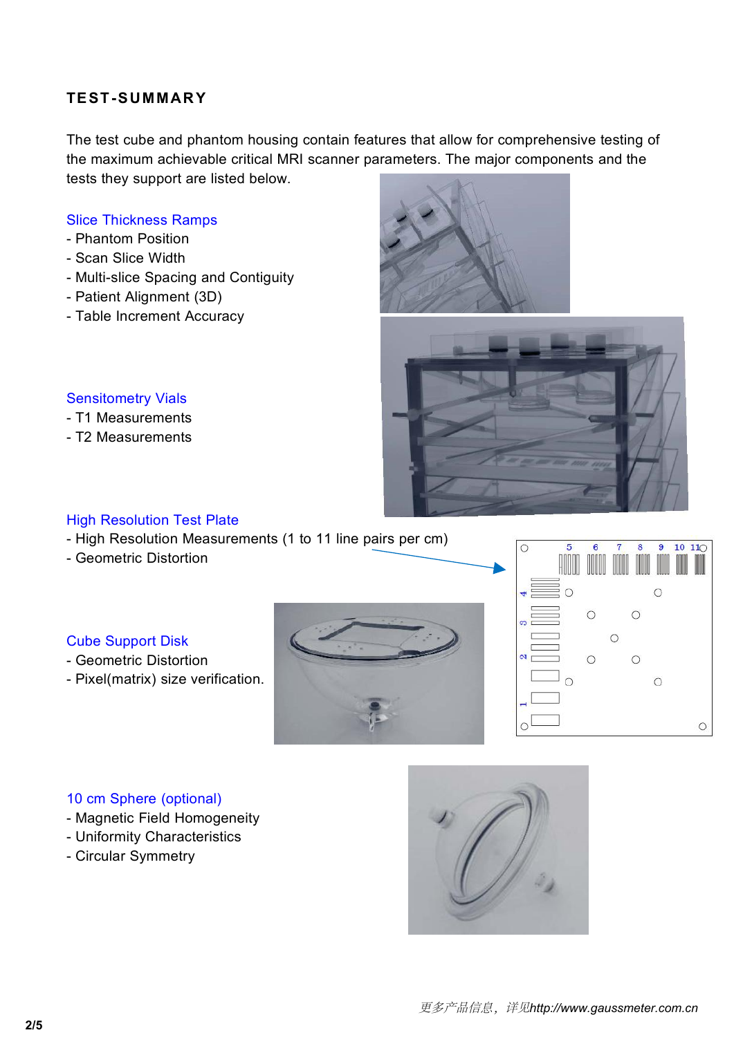## TEST-SUMMARY

The test cube and phantom housing contain features that allow for comprehensive testing of the maximum achievable critical MRI scanner parameters. The major components and the tests they support are listed below.

### Slice Thickness Ramps

- Phantom Position
- Scan Slice Width
- Multi-slice Spacing and Contiguity
- Patient Alignment (3D)
- Table Increment Accuracy

### Sensitometry Vials

- T1 Measurements
- T2 Measurements

### High Resolution Test Plate

- High Resolution Measurements (1 to 11 line pairs per cm)
- Geometric Distortion

### Cube Support Disk

- Geometric Distortion
- Pixel(matrix) size verification.

### 10 cm Sphere (optional)

- Magnetic Field Homogeneity
- Uniformity Characteristics
- Circular Symmetry

更多产品信息，详见http://www.gaussmeter.com.cn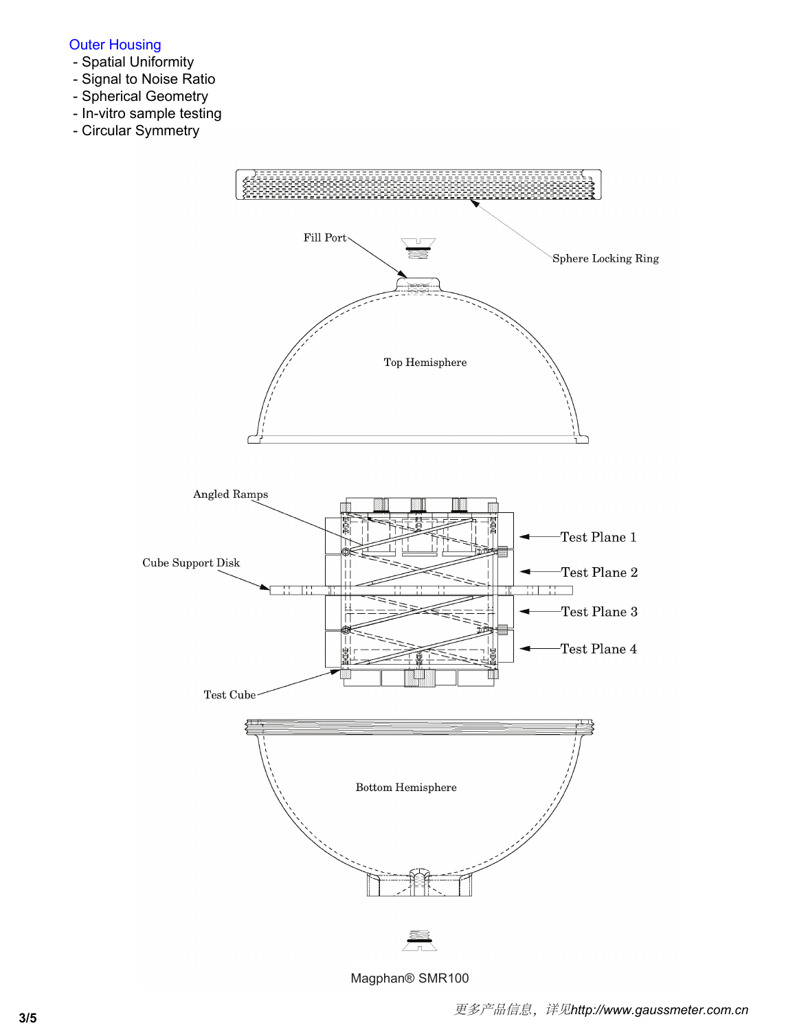## Outer Housing

- Spatial Uniformity
- Signal to Noise Ratio
- Spherical Geometry
- In-vitro sample testing
- Circular Symmetry

Fill Port

Sphere Locking Ring

Top Hemisphere

Angled Ramps

Cube Support Disk

Test Plane 1

Test Plane 2

Test Plane 3

Test Plane 4

Test Cube

Bottom Hemisphere

Magphan® SMR100

*更多产品信息，详见http://www.gaussmeter.com.cn*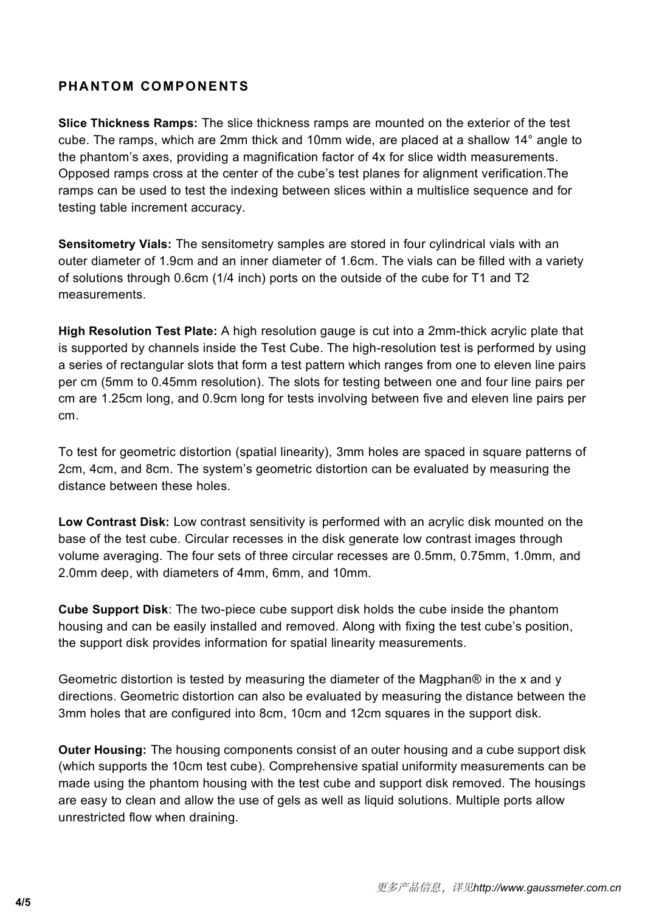## PHANTOM COMPONENTS

**Slice Thickness Ramps:** The slice thickness ramps are mounted on the exterior of the test cube. The ramps, which are 2mm thick and 10mm wide, are placed at a shallow 14° angle to the phantom's axes, providing a magnification factor of 4x for slice width measurements. Opposed ramps cross at the center of the cube's test planes for alignment verification.The ramps can be used to test the indexing between slices within a multislice sequence and for testing table increment accuracy.

**Sensitometry Vials:** The sensitometry samples are stored in four cylindrical vials with an outer diameter of 1.9cm and an inner diameter of 1.6cm. The vials can be filled with a variety of solutions through 0.6cm (1/4 inch) ports on the outside of the cube for T1 and T2 measurements.

**High Resolution Test Plate:** A high resolution gauge is cut into a 2mm-thick acrylic plate that is supported by channels inside the Test Cube. The high-resolution test is performed by using a series of rectangular slots that form a test pattern which ranges from one to eleven line pairs per cm (5mm to 0.45mm resolution). The slots for testing between one and four line pairs per cm are 1.25cm long, and 0.9cm long for tests involving between five and eleven line pairs per cm.

To test for geometric distortion (spatial linearity), 3mm holes are spaced in square patterns of 2cm, 4cm, and 8cm. The system's geometric distortion can be evaluated by measuring the distance between these holes.

**Low Contrast Disk:** Low contrast sensitivity is performed with an acrylic disk mounted on the base of the test cube. Circular recesses in the disk generate low contrast images through volume averaging. The four sets of three circular recesses are 0.5mm, 0.75mm, 1.0mm, and 2.0mm deep, with diameters of 4mm, 6mm, and 10mm.

**Cube Support Disk**: The two-piece cube support disk holds the cube inside the phantom housing and can be easily installed and removed. Along with fixing the test cube's position, the support disk provides information for spatial linearity measurements.

Geometric distortion is tested by measuring the diameter of the Magphan® in the x and y directions. Geometric distortion can also be evaluated by measuring the distance between the 3mm holes that are configured into 8cm, 10cm and 12cm squares in the support disk.

**Outer Housing:** The housing components consist of an outer housing and a cube support disk (which supports the 10cm test cube). Comprehensive spatial uniformity measurements can be made using the phantom housing with the test cube and support disk removed. The housings are easy to clean and allow the use of gels as well as liquid solutions. Multiple ports allow unrestricted flow when draining.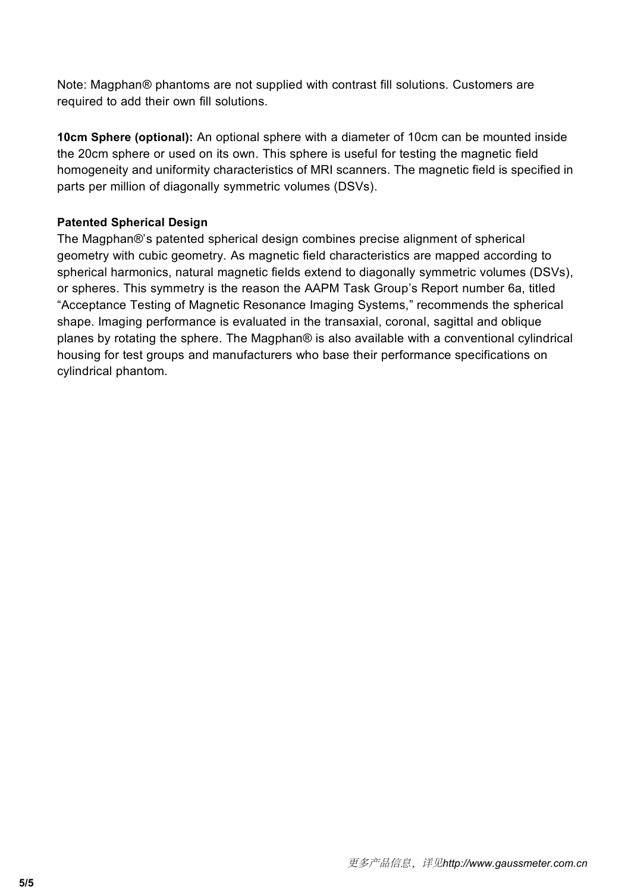Note: Magphan® phantoms are not supplied with contrast fill solutions. Customers are required to add their own fill solutions.

**10cm Sphere (optional):** An optional sphere with a diameter of 10cm can be mounted inside the 20cm sphere or used on its own. This sphere is useful for testing the magnetic field homogeneity and uniformity characteristics of MRI scanners. The magnetic field is specified in parts per million of diagonally symmetric volumes (DSVs).

**Patented Spherical Design**

The Magphan®'s patented spherical design combines precise alignment of spherical geometry with cubic geometry. As magnetic field characteristics are mapped according to spherical harmonics, natural magnetic fields extend to diagonally symmetric volumes (DSVs), or spheres. This symmetry is the reason the AAPM Task Group's Report number 6a, titled "Acceptance Testing of Magnetic Resonance Imaging Systems," recommends the spherical shape. Imaging performance is evaluated in the transaxial, coronal, sagittal and oblique planes by rotating the sphere. The Magphan® is also available with a conventional cylindrical housing for test groups and manufacturers who base their performance specifications on cylindrical phantom.